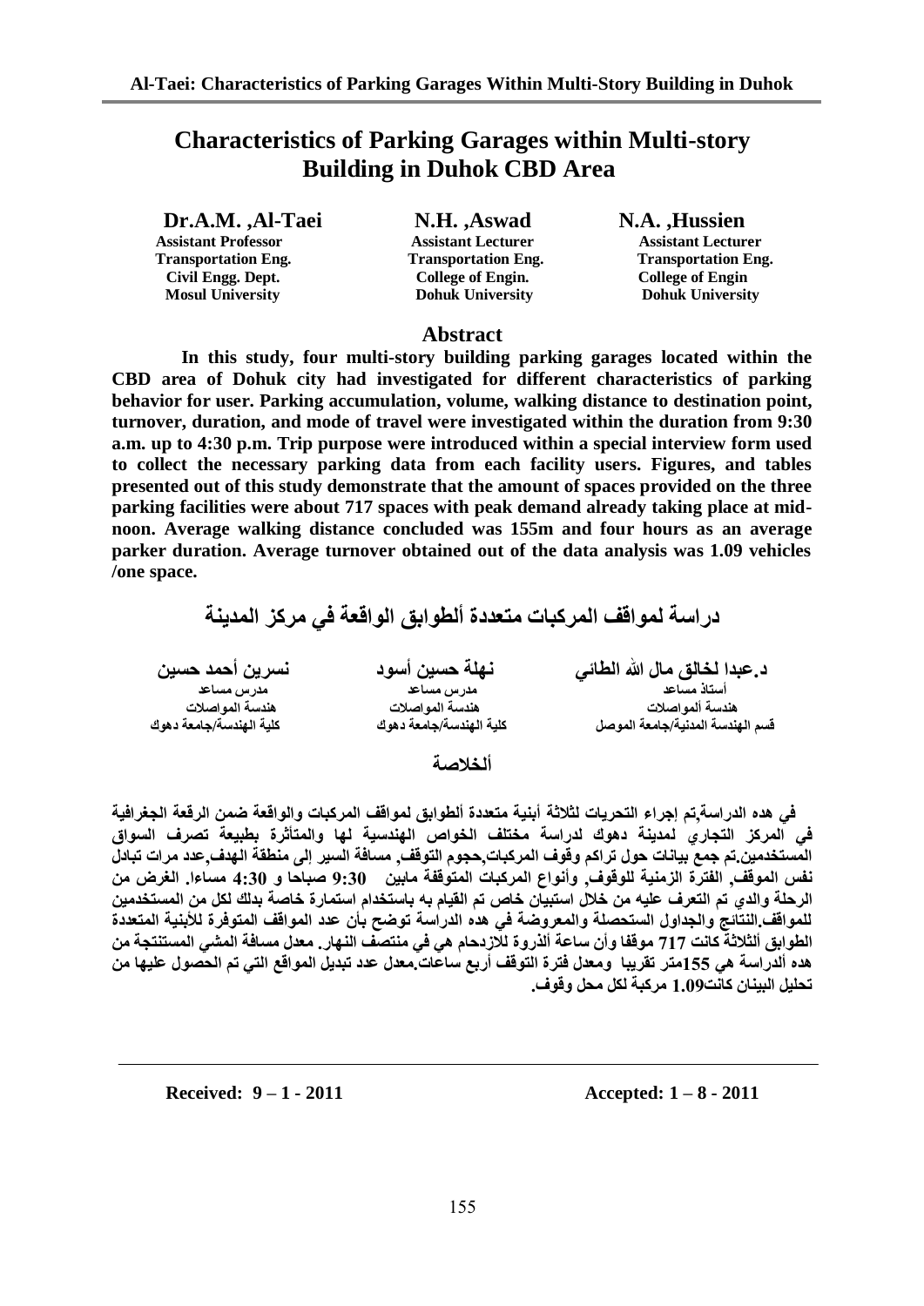# Characteristics of Parking Garages within Multi-story Building in Duhok CBD Area

| Dr.A.M. ,Al-Taei | N.H. ,Aswad | N.A. ,Hussien |
|---|---|---|
| Assistant Professor | Assistant Lecturer | Assistant Lecturer |
| Transportation Eng. | Transportation Eng. | Transportation Eng. |
| Civil Engg. Dept. | College of Engin. | College of Engin |
| Mosul University | Dohuk University | Dohuk University |

## Abstract

**In this study, four multi-story building parking garages located within the CBD area of Dohuk city had investigated for different characteristics of parking behavior for user. Parking accumulation, volume, walking distance to destination point, turnover, duration, and mode of travel were investigated within the duration from 9:30 a.m. up to 4:30 p.m. Trip purpose were introduced within a special interview form used to collect the necessary parking data from each facility users. Figures, and tables presented out of this study demonstrate that the amount of spaces provided on the three parking facilities were about 717 spaces with peak demand already taking place at mid-noon. Average walking distance concluded was 155m and four hours as an average parker duration. Average turnover obtained out of the data analysis was 1.09 vehicles /one space.**

# دراسة لمواقف المركبات متعددة ألطوابق الواقعة في مركز المدينة

| د.عبدا لخالق مال الله الطائي | نهلة حسين أسود | نسرين أحمد حسين |
|---|---|---|
| أستاذ مساعد | مدرس مساعد | مدرس مساعد |
| هندسة ألمواصلات | هندسة المواصلات | هندسة المواصلات |
| قسم الهندسة المدنية/جامعة الموصل | كلية الهندسة/جامعة دهوك | كلية الهندسة/جامعة دهوك |

## ألخلاصة

**في هده الدراسة,تم إجراء التحريات لثلاثة أبنية متعددة ألطوابق لمواقف المركبات والواقعة ضمن الرقعة الجغرافية في المركز التجاري لمدينة دهوك لدراسة مختلف الخواص الهندسية لها والمتأثرة بطبيعة تصرف السواق المستخدمين.تم جمع بيانات حول تراكم وقوف المركبات,حجوم التوقف, مسافة السير إلى منطقة الهدف,عدد مرات تبادل نفس الموقف, الفترة الزمنية للوقوف, وأنواع المركبات المتوقفة مابين 9:30 صباحا و 4:30 مساءا. الغرض من الرحلة والدي تم التعرف عليه من خلال استبيان خاص تم القيام به باستخدام استمارة خاصة بدلك لكل من المستخدمين للمواقف.النتائج والجداول المستحصلة والمعروضة في هده الدراسة توضح بأن عدد المواقف المتوفرة للأبنية المتعددة الطوابق ألثلاثة كانت 717 موقفا وأن ساعة ألذروة للازدحام هي في منتصف النهار. معدل مسافة المشي المستنتجة من هده ألدراسة هي 155متر تقريبا ومعدل فترة التوقف أربع ساعات.معدل عدد تبديل المواقع التي تم الحصول عليها من تحليل البينان كانت1.09 مركبة لكل محل وقوف.**

---

**Received: 9 – 1 - 2011** **Accepted: 1 – 8 - 2011**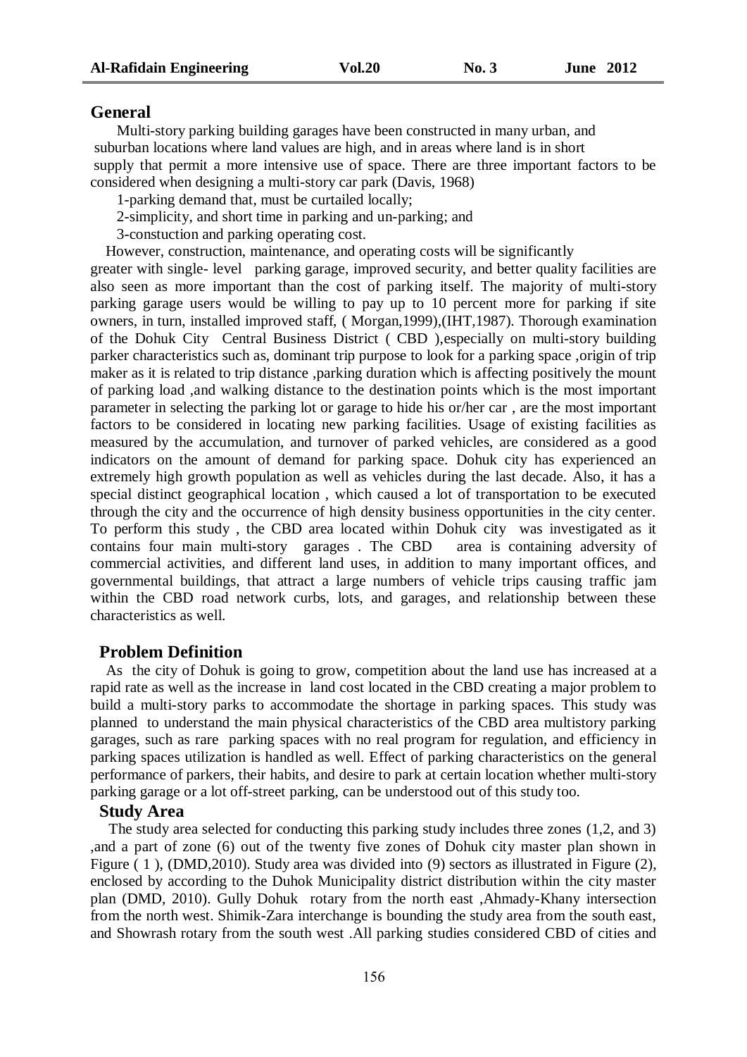## General

Multi-story parking building garages have been constructed in many urban, and suburban locations where land values are high, and in areas where land is in short supply that permit a more intensive use of space. There are three important factors to be considered when designing a multi-story car park (Davis, 1968)

1-parking demand that, must be curtailed locally;

2-simplicity, and short time in parking and un-parking; and

3-constuction and parking operating cost.

However, construction, maintenance, and operating costs will be significantly greater with single- level parking garage, improved security, and better quality facilities are also seen as more important than the cost of parking itself. The majority of multi-story parking garage users would be willing to pay up to 10 percent more for parking if site owners, in turn, installed improved staff, ( Morgan,1999),(IHT,1987). Thorough examination of the Dohuk City Central Business District ( CBD ),especially on multi-story building parker characteristics such as, dominant trip purpose to look for a parking space ,origin of trip maker as it is related to trip distance ,parking duration which is affecting positively the mount of parking load ,and walking distance to the destination points which is the most important parameter in selecting the parking lot or garage to hide his or/her car , are the most important factors to be considered in locating new parking facilities. Usage of existing facilities as measured by the accumulation, and turnover of parked vehicles, are considered as a good indicators on the amount of demand for parking space. Dohuk city has experienced an extremely high growth population as well as vehicles during the last decade. Also, it has a special distinct geographical location , which caused a lot of transportation to be executed through the city and the occurrence of high density business opportunities in the city center. To perform this study , the CBD area located within Dohuk city was investigated as it contains four main multi-story garages . The CBD area is containing adversity of commercial activities, and different land uses, in addition to many important offices, and governmental buildings, that attract a large numbers of vehicle trips causing traffic jam within the CBD road network curbs, lots, and garages, and relationship between these characteristics as well.

## Problem Definition

As the city of Dohuk is going to grow, competition about the land use has increased at a rapid rate as well as the increase in land cost located in the CBD creating a major problem to build a multi-story parks to accommodate the shortage in parking spaces. This study was planned to understand the main physical characteristics of the CBD area multistory parking garages, such as rare parking spaces with no real program for regulation, and efficiency in parking spaces utilization is handled as well. Effect of parking characteristics on the general performance of parkers, their habits, and desire to park at certain location whether multi-story parking garage or a lot off-street parking, can be understood out of this study too.

## Study Area

The study area selected for conducting this parking study includes three zones (1,2, and 3) ,and a part of zone (6) out of the twenty five zones of Dohuk city master plan shown in Figure ( 1 ), (DMD,2010). Study area was divided into (9) sectors as illustrated in Figure (2), enclosed by according to the Duhok Municipality district distribution within the city master plan (DMD, 2010). Gully Dohuk rotary from the north east ,Ahmady-Khany intersection from the north west. Shimik-Zara interchange is bounding the study area from the south east, and Showrash rotary from the south west .All parking studies considered CBD of cities and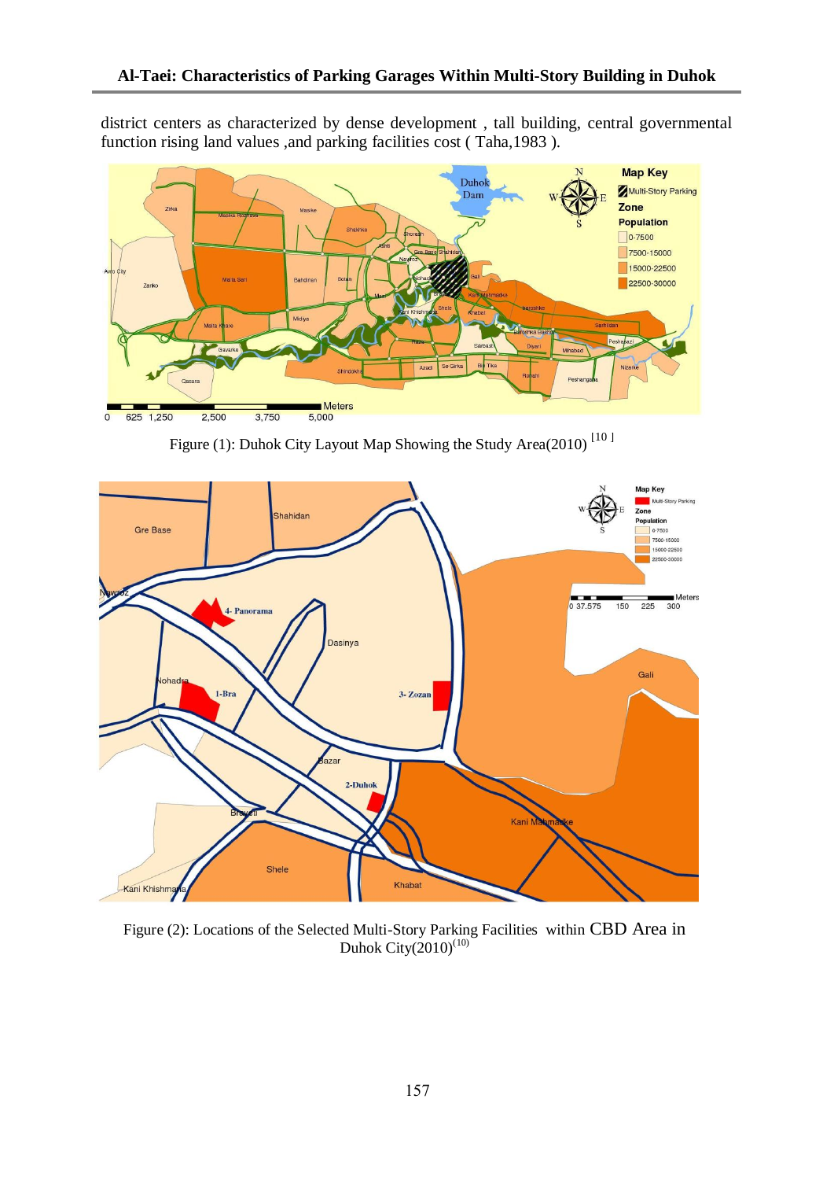district centers as characterized by dense development , tall building, central governmental function rising land values ,and parking facilities cost ( Taha,1983 ).

Figure (1): Duhok City Layout Map Showing the Study Area(2010) [10]

Figure (2): Locations of the Selected Multi-Story Parking Facilities within CBD Area in Duhok City(2010)[10]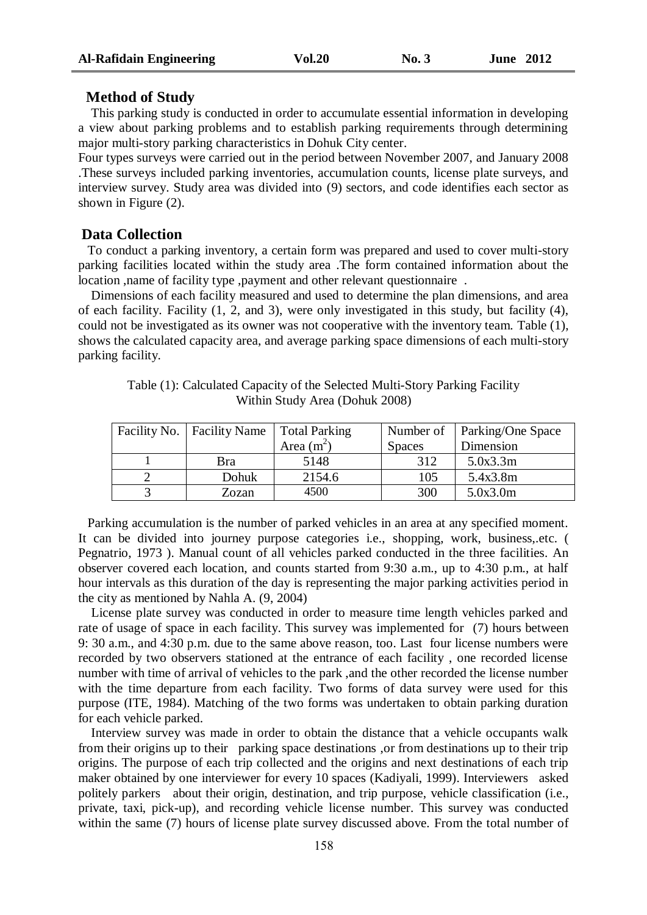## Method of Study

This parking study is conducted in order to accumulate essential information in developing a view about parking problems and to establish parking requirements through determining major multi-story parking characteristics in Dohuk City center.

Four types surveys were carried out in the period between November 2007, and January 2008 .These surveys included parking inventories, accumulation counts, license plate surveys, and interview survey. Study area was divided into (9) sectors, and code identifies each sector as shown in Figure (2).

## Data Collection

To conduct a parking inventory, a certain form was prepared and used to cover multi-story parking facilities located within the study area .The form contained information about the location ,name of facility type ,payment and other relevant questionnaire .

Dimensions of each facility measured and used to determine the plan dimensions, and area of each facility. Facility (1, 2, and 3), were only investigated in this study, but facility (4), could not be investigated as its owner was not cooperative with the inventory team. Table (1), shows the calculated capacity area, and average parking space dimensions of each multi-story parking facility.

Table (1): Calculated Capacity of the Selected Multi-Story Parking Facility Within Study Area (Dohuk 2008)

| Facility No. | Facility Name | Total Parking Area ($m^2$) | Number of Spaces | Parking/One Space Dimension |
|---|---|---|---|---|
| 1 | Bra | 5148 | 312 | 5.0x3.3m |
| 2 | Dohuk | 2154.6 | 105 | 5.4x3.8m |
| 3 | Zozan | 4500 | 300 | 5.0x3.0m |

Parking accumulation is the number of parked vehicles in an area at any specified moment. It can be divided into journey purpose categories i.e., shopping, work, business,.etc. ( Pegnatrio, 1973 ). Manual count of all vehicles parked conducted in the three facilities. An observer covered each location, and counts started from 9:30 a.m., up to 4:30 p.m., at half hour intervals as this duration of the day is representing the major parking activities period in the city as mentioned by Nahla A. (9, 2004)

License plate survey was conducted in order to measure time length vehicles parked and rate of usage of space in each facility. This survey was implemented for (7) hours between 9: 30 a.m., and 4:30 p.m. due to the same above reason, too. Last four license numbers were recorded by two observers stationed at the entrance of each facility , one recorded license number with time of arrival of vehicles to the park ,and the other recorded the license number with the time departure from each facility. Two forms of data survey were used for this purpose (ITE, 1984). Matching of the two forms was undertaken to obtain parking duration for each vehicle parked.

Interview survey was made in order to obtain the distance that a vehicle occupants walk from their origins up to their parking space destinations ,or from destinations up to their trip origins. The purpose of each trip collected and the origins and next destinations of each trip maker obtained by one interviewer for every 10 spaces (Kadiyali, 1999). Interviewers asked politely parkers about their origin, destination, and trip purpose, vehicle classification (i.e., private, taxi, pick-up), and recording vehicle license number. This survey was conducted within the same (7) hours of license plate survey discussed above. From the total number of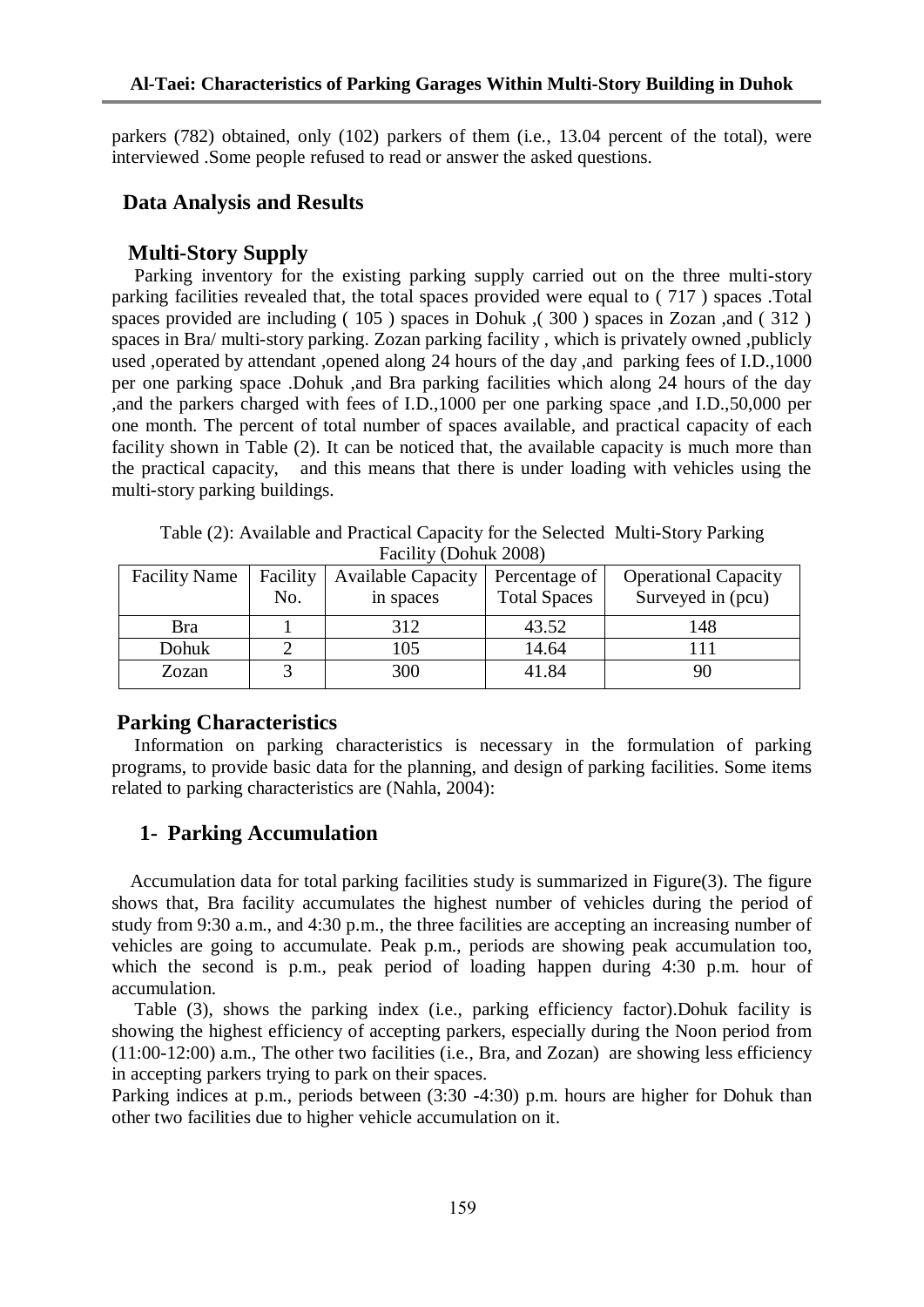parkers (782) obtained, only (102) parkers of them (i.e., 13.04 percent of the total), were interviewed .Some people refused to read or answer the asked questions.

## Data Analysis and Results

### Multi-Story Supply

Parking inventory for the existing parking supply carried out on the three multi-story parking facilities revealed that, the total spaces provided were equal to ( 717 ) spaces .Total spaces provided are including ( 105 ) spaces in Dohuk ,( 300 ) spaces in Zozan ,and ( 312 ) spaces in Bra/ multi-story parking. Zozan parking facility , which is privately owned ,publicly used ,operated by attendant ,opened along 24 hours of the day ,and parking fees of I.D.,1000 per one parking space .Dohuk ,and Bra parking facilities which along 24 hours of the day ,and the parkers charged with fees of I.D.,1000 per one parking space ,and I.D.,50,000 per one month. The percent of total number of spaces available, and practical capacity of each facility shown in Table (2). It can be noticed that, the available capacity is much more than the practical capacity, and this means that there is under loading with vehicles using the multi-story parking buildings.

Table (2): Available and Practical Capacity for the Selected Multi-Story Parking Facility (Dohuk 2008)

| Facility Name | Facility No. | Available Capacity in spaces | Percentage of Total Spaces | Operational Capacity Surveyed in (pcu) |
|---|---|---|---|---|
| Bra | 1 | 312 | 43.52 | 148 |
| Dohuk | 2 | 105 | 14.64 | 111 |
| Zozan | 3 | 300 | 41.84 | 90 |

### Parking Characteristics

Information on parking characteristics is necessary in the formulation of parking programs, to provide basic data for the planning, and design of parking facilities. Some items related to parking characteristics are (Nahla, 2004):

### 1- Parking Accumulation

Accumulation data for total parking facilities study is summarized in Figure(3). The figure shows that, Bra facility accumulates the highest number of vehicles during the period of study from 9:30 a.m., and 4:30 p.m., the three facilities are accepting an increasing number of vehicles are going to accumulate. Peak p.m., periods are showing peak accumulation too, which the second is p.m., peak period of loading happen during 4:30 p.m. hour of accumulation.

Table (3), shows the parking index (i.e., parking efficiency factor).Dohuk facility is showing the highest efficiency of accepting parkers, especially during the Noon period from (11:00-12:00) a.m., The other two facilities (i.e., Bra, and Zozan) are showing less efficiency in accepting parkers trying to park on their spaces.

Parking indices at p.m., periods between (3:30 -4:30) p.m. hours are higher for Dohuk than other two facilities due to higher vehicle accumulation on it.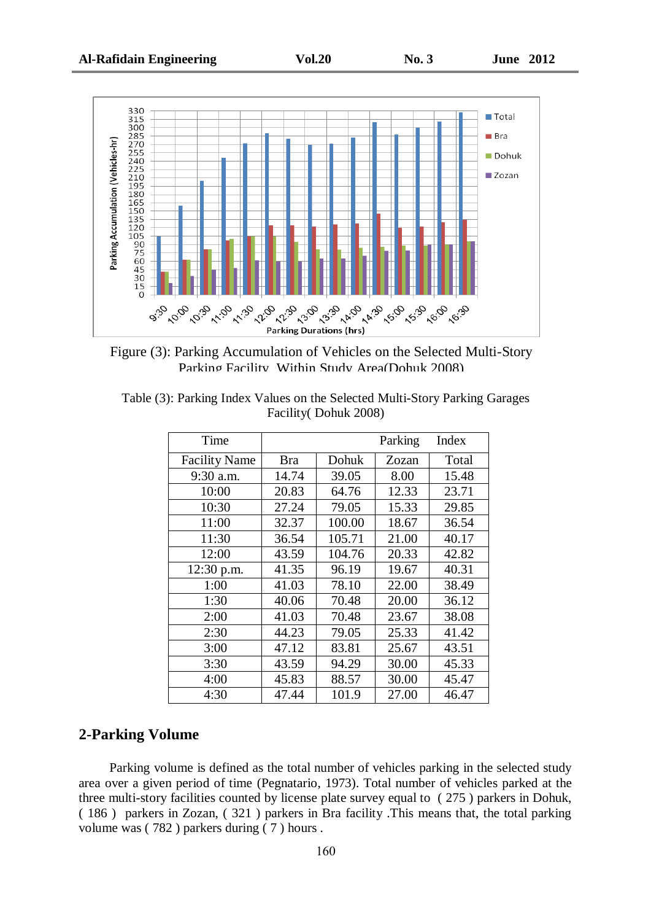Figure (3): Parking Accumulation of Vehicles on the Selected Multi-Story Parking Facility Within Study Area(Dohuk 2008)

Table (3): Parking Index Values on the Selected Multi-Story Parking Garages Facility( Dohuk 2008)

| Time | | | Parking | Index |
|---|---|---|---|---|
| Facility Name | Bra | Dohuk | Zozan | Total |
| 9:30 a.m. | 14.74 | 39.05 | 8.00 | 15.48 |
| 10:00 | 20.83 | 64.76 | 12.33 | 23.71 |
| 10:30 | 27.24 | 79.05 | 15.33 | 29.85 |
| 11:00 | 32.37 | 100.00 | 18.67 | 36.54 |
| 11:30 | 36.54 | 105.71 | 21.00 | 40.17 |
| 12:00 | 43.59 | 104.76 | 20.33 | 42.82 |
| 12:30 p.m. | 41.35 | 96.19 | 19.67 | 40.31 |
| 1:00 | 41.03 | 78.10 | 22.00 | 38.49 |
| 1:30 | 40.06 | 70.48 | 20.00 | 36.12 |
| 2:00 | 41.03 | 70.48 | 23.67 | 38.08 |
| 2:30 | 44.23 | 79.05 | 25.33 | 41.42 |
| 3:00 | 47.12 | 83.81 | 25.67 | 43.51 |
| 3:30 | 43.59 | 94.29 | 30.00 | 45.33 |
| 4:00 | 45.83 | 88.57 | 30.00 | 45.47 |
| 4:30 | 47.44 | 101.9 | 27.00 | 46.47 |

## 2-Parking Volume

Parking volume is defined as the total number of vehicles parking in the selected study area over a given period of time (Pegnatario, 1973). Total number of vehicles parked at the three multi-story facilities counted by license plate survey equal to ( 275 ) parkers in Dohuk, ( 186 ) parkers in Zozan, ( 321 ) parkers in Bra facility .This means that, the total parking volume was ( 782 ) parkers during ( 7 ) hours .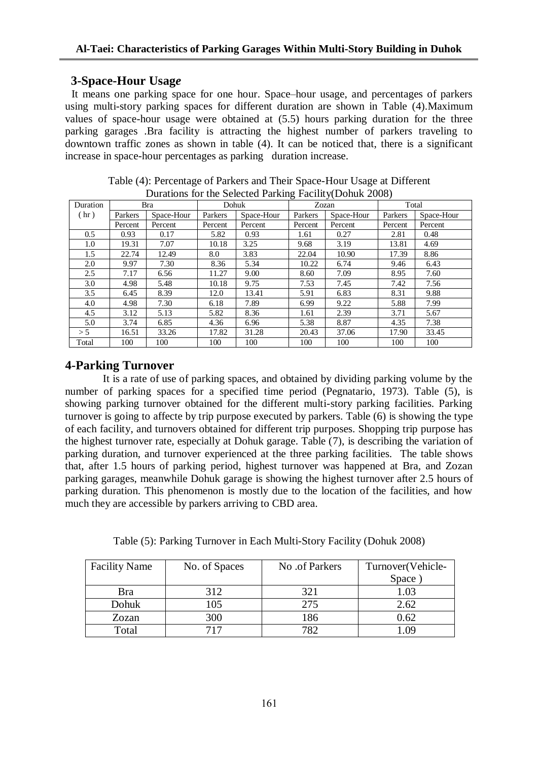## 3-Space-Hour Usag*e*

It means one parking space for one hour. Space–hour usage, and percentages of parkers using multi-story parking spaces for different duration are shown in Table (4).Maximum values of space-hour usage were obtained at (5.5) hours parking duration for the three parking garages .Bra facility is attracting the highest number of parkers traveling to downtown traffic zones as shown in table (4). It can be noticed that, there is a significant increase in space-hour percentages as parking duration increase.

Table (4): Percentage of Parkers and Their Space-Hour Usage at Different Durations for the Selected Parking Facility(Dohuk 2008)

| Duration ( hr ) | Bra | | Dohuk | | Zozan | | Total | |
|---|---|---|---|---|---|---|---|---|
| | Parkers Percent | Space-Hour Percent | Parkers Percent | Space-Hour Percent | Parkers Percent | Space-Hour Percent | Parkers Percent | Space-Hour Percent |
| 0.5 | 0.93 | 0.17 | 5.82 | 0.93 | 1.61 | 0.27 | 2.81 | 0.48 |
| 1.0 | 19.31 | 7.07 | 10.18 | 3.25 | 9.68 | 3.19 | 13.81 | 4.69 |
| 1.5 | 22.74 | 12.49 | 8.0 | 3.83 | 22.04 | 10.90 | 17.39 | 8.86 |
| 2.0 | 9.97 | 7.30 | 8.36 | 5.34 | 10.22 | 6.74 | 9.46 | 6.43 |
| 2.5 | 7.17 | 6.56 | 11.27 | 9.00 | 8.60 | 7.09 | 8.95 | 7.60 |
| 3.0 | 4.98 | 5.48 | 10.18 | 9.75 | 7.53 | 7.45 | 7.42 | 7.56 |
| 3.5 | 6.45 | 8.39 | 12.0 | 13.41 | 5.91 | 6.83 | 8.31 | 9.88 |
| 4.0 | 4.98 | 7.30 | 6.18 | 7.89 | 6.99 | 9.22 | 5.88 | 7.99 |
| 4.5 | 3.12 | 5.13 | 5.82 | 8.36 | 1.61 | 2.39 | 3.71 | 5.67 |
| 5.0 | 3.74 | 6.85 | 4.36 | 6.96 | 5.38 | 8.87 | 4.35 | 7.38 |
| > 5 | 16.51 | 33.26 | 17.82 | 31.28 | 20.43 | 37.06 | 17.90 | 33.45 |
| Total | 100 | 100 | 100 | 100 | 100 | 100 | 100 | 100 |

## 4-Parking Turnover

It is a rate of use of parking spaces, and obtained by dividing parking volume by the number of parking spaces for a specified time period (Pegnataro, 1973). Table (5), is showing parking turnover obtained for the different multi-story parking facilities. Parking turnover is going to affecte by trip purpose executed by parkers. Table (6) is showing the type of each facility, and turnovers obtained for different trip purposes. Shopping trip purpose has the highest turnover rate, especially at Dohuk garage. Table (7), is describing the variation of parking duration, and turnover experienced at the three parking facilities. The table shows that, after 1.5 hours of parking period, highest turnover was happened at Bra, and Zozan parking garages, meanwhile Dohuk garage is showing the highest turnover after 2.5 hours of parking duration. This phenomenon is mostly due to the location of the facilities, and how much they are accessible by parkers arriving to CBD area.

Table (5): Parking Turnover in Each Multi-Story Facility (Dohuk 2008)

| Facility Name | No. of Spaces | No .of Parkers | Turnover(Vehicle-Space ) |
|---|---|---|---|
| Bra | 312 | 321 | 1.03 |
| Dohuk | 105 | 275 | 2.62 |
| Zozan | 300 | 186 | 0.62 |
| Total | 717 | 782 | 1.09 |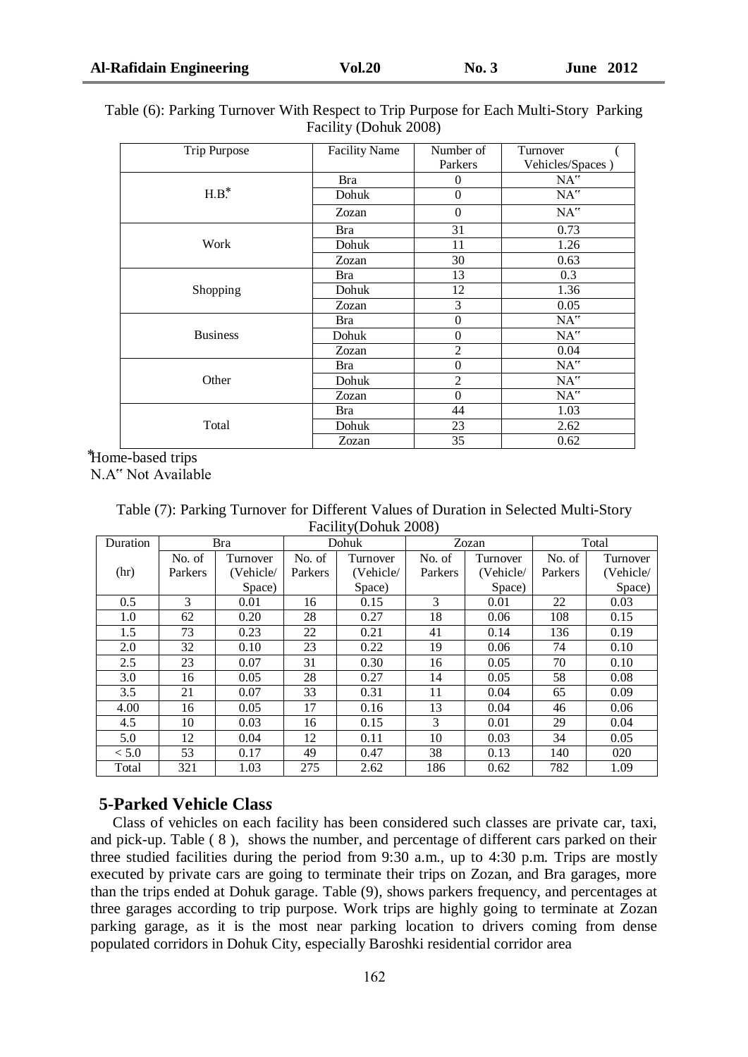Table (6): Parking Turnover With Respect to Trip Purpose for Each Multi-Story Parking Facility (Dohuk 2008)

| Trip Purpose | Facility Name | Number of Parkers | Turnover ( Vehicles/Spaces ) |
|---|---|---|---|
| H.B.* | Bra | 0 | NA'' |
| | Dohuk | 0 | NA'' |
| | Zozan | 0 | NA'' |
| Work | Bra | 31 | 0.73 |
| | Dohuk | 11 | 1.26 |
| | Zozan | 30 | 0.63 |
| Shopping | Bra | 13 | 0.3 |
| | Dohuk | 12 | 1.36 |
| | Zozan | 3 | 0.05 |
| Business | Bra | 0 | NA'' |
| | Dohuk | 0 | NA'' |
| | Zozan | 2 | 0.04 |
| Other | Bra | 0 | NA'' |
| | Dohuk | 2 | NA'' |
| | Zozan | 0 | NA'' |
| Total | Bra | 44 | 1.03 |
| | Dohuk | 23 | 2.62 |
| | Zozan | 35 | 0.62 |

*Home-based trips

N.A'' Not Available

Table (7): Parking Turnover for Different Values of Duration in Selected Multi-Story Facility(Dohuk 2008)

| Duration | Bra | | Dohuk | | Zozan | | Total | |
|---|---|---|---|---|---|---|---|---|
| (hr) | No. of Parkers | Turnover (Vehicle/ Space) | No. of Parkers | Turnover (Vehicle/ Space) | No. of Parkers | Turnover (Vehicle/ Space) | No. of Parkers | Turnover (Vehicle/ Space) |
| 0.5 | 3 | 0.01 | 16 | 0.15 | 3 | 0.01 | 22 | 0.03 |
| 1.0 | 62 | 0.20 | 28 | 0.27 | 18 | 0.06 | 108 | 0.15 |
| 1.5 | 73 | 0.23 | 22 | 0.21 | 41 | 0.14 | 136 | 0.19 |
| 2.0 | 32 | 0.10 | 23 | 0.22 | 19 | 0.06 | 74 | 0.10 |
| 2.5 | 23 | 0.07 | 31 | 0.30 | 16 | 0.05 | 70 | 0.10 |
| 3.0 | 16 | 0.05 | 28 | 0.27 | 14 | 0.05 | 58 | 0.08 |
| 3.5 | 21 | 0.07 | 33 | 0.31 | 11 | 0.04 | 65 | 0.09 |
| 4.00 | 16 | 0.05 | 17 | 0.16 | 13 | 0.04 | 46 | 0.06 |
| 4.5 | 10 | 0.03 | 16 | 0.15 | 3 | 0.01 | 29 | 0.04 |
| 5.0 | 12 | 0.04 | 12 | 0.11 | 10 | 0.03 | 34 | 0.05 |
| < 5.0 | 53 | 0.17 | 49 | 0.47 | 38 | 0.13 | 140 | 020 |
| Total | 321 | 1.03 | 275 | 2.62 | 186 | 0.62 | 782 | 1.09 |

## 5-Parked Vehicle Class

Class of vehicles on each facility has been considered such classes are private car, taxi, and pick-up. Table ( 8 ), shows the number, and percentage of different cars parked on their three studied facilities during the period from 9:30 a.m., up to 4:30 p.m. Trips are mostly executed by private cars are going to terminate their trips on Zozan, and Bra garages, more than the trips ended at Dohuk garage. Table (9), shows parkers frequency, and percentages at three garages according to trip purpose. Work trips are highly going to terminate at Zozan parking garage, as it is the most near parking location to drivers coming from dense populated corridors in Dohuk City, especially Baroshki residential corridor area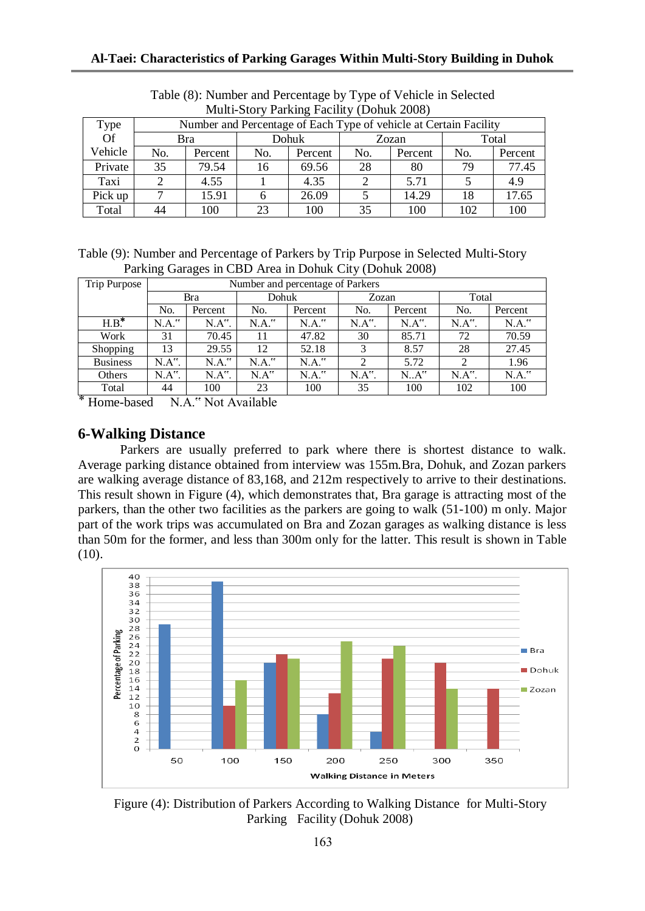Table (8): Number and Percentage by Type of Vehicle in Selected Multi-Story Parking Facility (Dohuk 2008)

| Type Of Vehicle | Number and Percentage of Each Type of vehicle at Certain Facility | | | | | | | |
|---|---|---|---|---|---|---|---|---|
| | Bra | | Dohuk | | Zozan | | Total | |
| | No. | Percent | No. | Percent | No. | Percent | No. | Percent |
| Private | 35 | 79.54 | 16 | 69.56 | 28 | 80 | 79 | 77.45 |
| Taxi | 2 | 4.55 | 1 | 4.35 | 2 | 5.71 | 5 | 4.9 |
| Pick up | 7 | 15.91 | 6 | 26.09 | 5 | 14.29 | 18 | 17.65 |
| Total | 44 | 100 | 23 | 100 | 35 | 100 | 102 | 100 |

Table (9): Number and Percentage of Parkers by Trip Purpose in Selected Multi-Story Parking Garages in CBD Area in Dohuk City (Dohuk 2008)

| Trip Purpose | Number and percentage of Parkers | | | | | | | |
|---|---|---|---|---|---|---|---|---|
| | Bra | | Dohuk | | Zozan | | Total | |
| | No. | Percent | No. | Percent | No. | Percent | No. | Percent |
| H.B.* | N.A." | N.A". | N.A." | N.A." | N.A". | N.A". | N.A". | N.A." |
| Work | 31 | 70.45 | 11 | 47.82 | 30 | 85.71 | 72 | 70.59 |
| Shopping | 13 | 29.55 | 12 | 52.18 | 3 | 8.57 | 28 | 27.45 |
| Business | N.A". | N.A." | N.A." | N.A." | 2 | 5.72 | 2 | 1.96 |
| Others | N.A". | N.A". | N.A" | N.A." | N.A". | N..A" | N.A". | N.A." |
| Total | 44 | 100 | 23 | 100 | 35 | 100 | 102 | 100 |

* Home-based N.A." Not Available

## 6-Walking Distance

Parkers are usually preferred to park where there is shortest distance to walk. Average parking distance obtained from interview was 155m.Bra, Dohuk, and Zozan parkers are walking average distance of 83,168, and 212m respectively to arrive to their destinations. This result shown in Figure (4), which demonstrates that, Bra garage is attracting most of the parkers, than the other two facilities as the parkers are going to walk (51-100) m only. Major part of the work trips was accumulated on Bra and Zozan garages as walking distance is less than 50m for the former, and less than 300m only for the latter. This result is shown in Table (10).

Figure (4): Distribution of Parkers According to Walking Distance for Multi-Story Parking Facility (Dohuk 2008)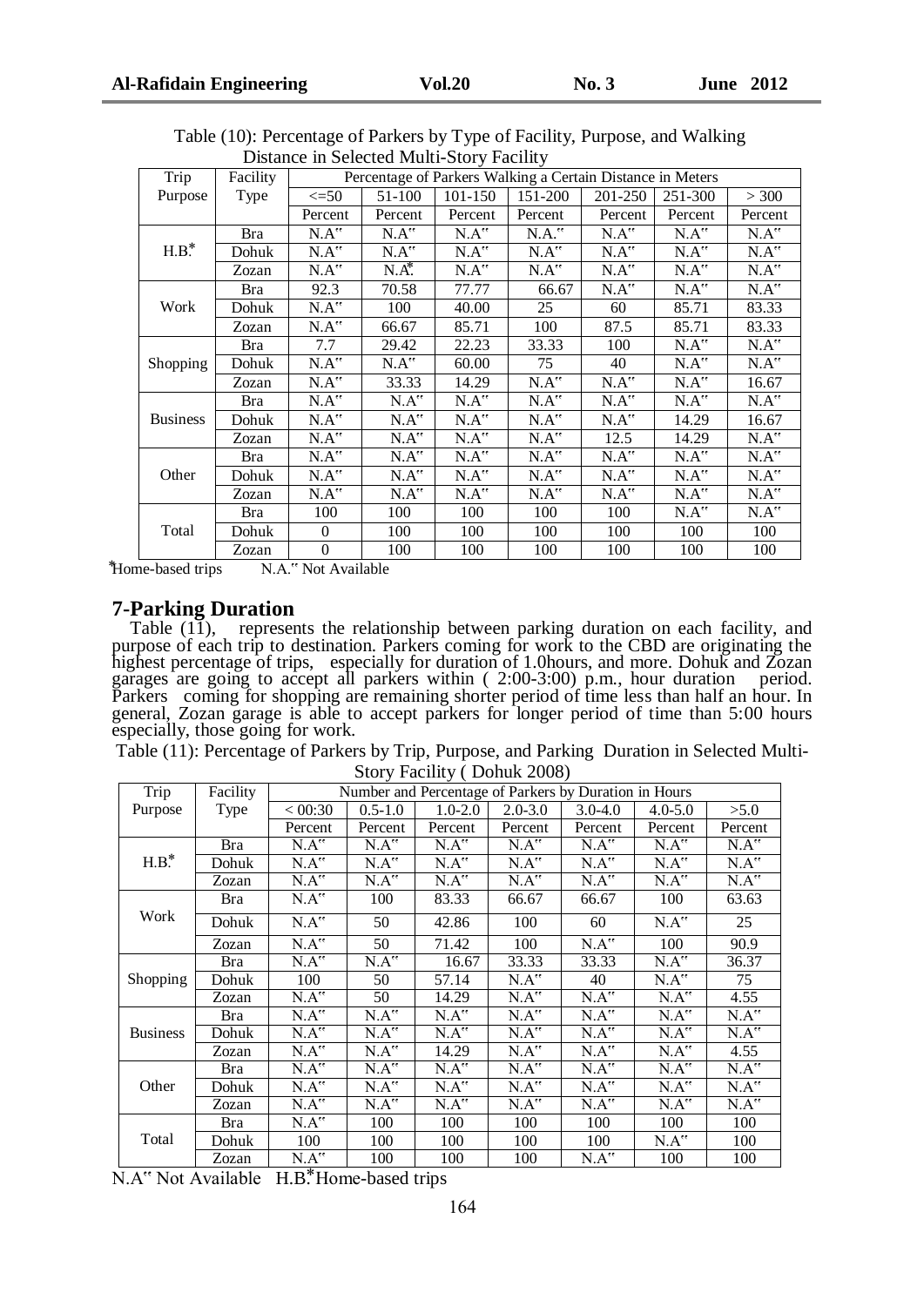Table (10): Percentage of Parkers by Type of Facility, Purpose, and Walking Distance in Selected Multi-Story Facility

| Trip Purpose | Facility Type | Percentage of Parkers Walking a Certain Distance in Meters | | | | | | |
|---|---|---|---|---|---|---|---|---|
| | | <=50 | 51-100 | 101-150 | 151-200 | 201-250 | 251-300 | > 300 |
| | | Percent | Percent | Percent | Percent | Percent | Percent | Percent |
| H.B.* | Bra | N.A" | N.A" | N.A" | N.A." | N.A" | N.A" | N.A" |
| | Dohuk | N.A" | N.A" | N.A" | N.A" | N.A" | N.A" | N.A" |
| | Zozan | N.A" | N.A* | N.A" | N.A" | N.A" | N.A" | N.A" |
| Work | Bra | 92.3 | 70.58 | 77.77 | 66.67 | N.A" | N.A" | N.A" |
| | Dohuk | N.A" | 100 | 40.00 | 25 | 60 | 85.71 | 83.33 |
| | Zozan | N.A" | 66.67 | 85.71 | 100 | 87.5 | 85.71 | 83.33 |
| Shopping | Bra | 7.7 | 29.42 | 22.23 | 33.33 | 100 | N.A" | N.A" |
| | Dohuk | N.A" | N.A" | 60.00 | 75 | 40 | N.A" | N.A" |
| | Zozan | N.A" | 33.33 | 14.29 | N.A" | N.A" | N.A" | 16.67 |
| Business | Bra | N.A" | N.A" | N.A" | N.A" | N.A" | N.A" | N.A" |
| | Dohuk | N.A" | N.A" | N.A" | N.A" | N.A" | 14.29 | 16.67 |
| | Zozan | N.A" | N.A" | N.A" | N.A" | 12.5 | 14.29 | N.A" |
| Other | Bra | N.A" | N.A" | N.A" | N.A" | N.A" | N.A" | N.A" |
| | Dohuk | N.A" | N.A" | N.A" | N.A" | N.A" | N.A" | N.A" |
| | Zozan | N.A" | N.A" | N.A" | N.A" | N.A" | N.A" | N.A" |
| Total | Bra | 100 | 100 | 100 | 100 | 100 | N.A" | N.A" |
| | Dohuk | 0 | 100 | 100 | 100 | 100 | 100 | 100 |
| | Zozan | 0 | 100 | 100 | 100 | 100 | 100 | 100 |

*Home-based trips    N.A." Not Available

## 7-Parking Duration

Table (11), represents the relationship between parking duration on each facility, and purpose of each trip to destination. Parkers coming for work to the CBD are originating the highest percentage of trips, especially for duration of 1.0hours, and more. Dohuk and Zozan garages are going to accept all parkers within ( 2:00-3:00) p.m., hour duration period. Parkers coming for shopping are remaining shorter period of time less than half an hour. In general, Zozan garage is able to accept parkers for longer period of time than 5:00 hours especially, those going for work.

Table (11): Percentage of Parkers by Trip, Purpose, and Parking Duration in Selected Multi-Story Facility ( Dohuk 2008)

| Trip Purpose | Facility Type | Number and Percentage of Parkers by Duration in Hours | | | | | | |
|---|---|---|---|---|---|---|---|---|
| | | < 00:30 | 0.5-1.0 | 1.0-2.0 | 2.0-3.0 | 3.0-4.0 | 4.0-5.0 | >5.0 |
| | | Percent | Percent | Percent | Percent | Percent | Percent | Percent |
| H.B.* | Bra | N.A" | N.A" | N.A" | N.A" | N.A" | N.A" | N.A" |
| | Dohuk | N.A" | N.A" | N.A" | N.A" | N.A" | N.A" | N.A" |
| | Zozan | N.A" | N.A" | N.A" | N.A" | N.A" | N.A" | N.A" |
| Work | Bra | N.A" | 100 | 83.33 | 66.67 | 66.67 | 100 | 63.63 |
| | Dohuk | N.A" | 50 | 42.86 | 100 | 60 | N.A" | 25 |
| | Zozan | N.A" | 50 | 71.42 | 100 | N.A" | 100 | 90.9 |
| Shopping | Bra | N.A" | N.A" | 16.67 | 33.33 | 33.33 | N.A" | 36.37 |
| | Dohuk | 100 | 50 | 57.14 | N.A" | 40 | N.A" | 75 |
| | Zozan | N.A" | 50 | 14.29 | N.A" | N.A" | N.A" | 4.55 |
| Business | Bra | N.A" | N.A" | N.A" | N.A" | N.A" | N.A" | N.A" |
| | Dohuk | N.A" | N.A" | N.A" | N.A" | N.A" | N.A" | N.A" |
| | Zozan | N.A" | N.A" | 14.29 | N.A" | N.A" | N.A" | 4.55 |
| Other | Bra | N.A" | N.A" | N.A" | N.A" | N.A" | N.A" | N.A" |
| | Dohuk | N.A" | N.A" | N.A" | N.A" | N.A" | N.A" | N.A" |
| | Zozan | N.A" | N.A" | N.A" | N.A" | N.A" | N.A" | N.A" |
| Total | Bra | N.A" | 100 | 100 | 100 | 100 | 100 | 100 |
| | Dohuk | 100 | 100 | 100 | 100 | 100 | N.A" | 100 |
| | Zozan | N.A" | 100 | 100 | 100 | N.A" | 100 | 100 |

N.A" Not Available   H.B.*Home-based trips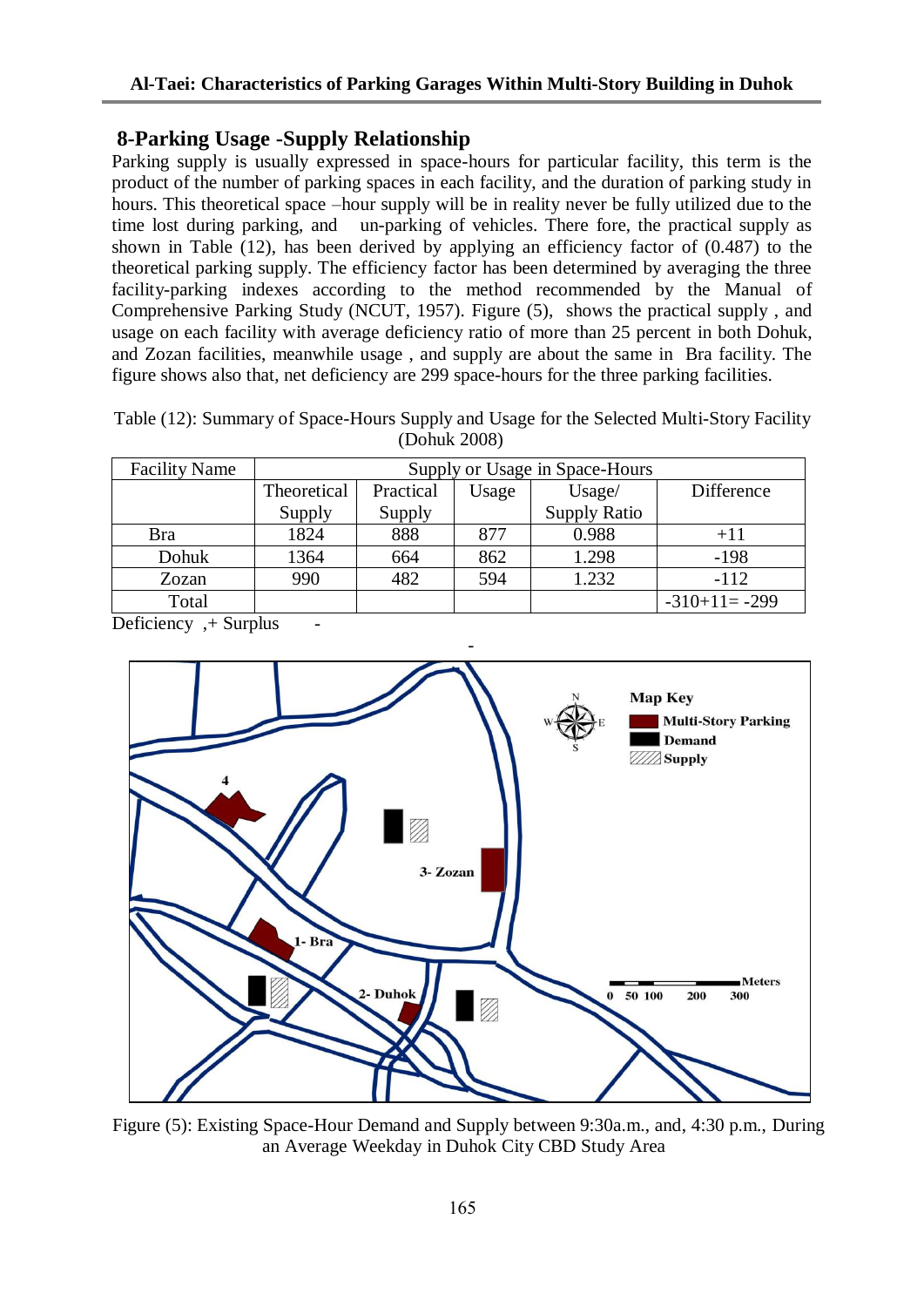## 8-Parking Usage -Supply Relationship

Parking supply is usually expressed in space-hours for particular facility, this term is the product of the number of parking spaces in each facility, and the duration of parking study in hours. This theoretical space –hour supply will be in reality never be fully utilized due to the time lost during parking, and un-parking of vehicles. There fore, the practical supply as shown in Table (12), has been derived by applying an efficiency factor of (0.487) to the theoretical parking supply. The efficiency factor has been determined by averaging the three facility-parking indexes according to the method recommended by the Manual of Comprehensive Parking Study (NCUT, 1957). Figure (5), shows the practical supply , and usage on each facility with average deficiency ratio of more than 25 percent in both Dohuk, and Zozan facilities, meanwhile usage , and supply are about the same in Bra facility. The figure shows also that, net deficiency are 299 space-hours for the three parking facilities.

Table (12): Summary of Space-Hours Supply and Usage for the Selected Multi-Story Facility (Dohuk 2008)

| Facility Name | Supply or Usage in Space-Hours | | | | |
|---|---|---|---|---|---|
| | Theoretical Supply | Practical Supply | Usage | Usage/ Supply Ratio | Difference |
| Bra | 1824 | 888 | 877 | 0.988 | +11 |
| Dohuk | 1364 | 664 | 862 | 1.298 | -198 |
| Zozan | 990 | 482 | 594 | 1.232 | -112 |
| Total | | | | | -310+11= -299 |

Deficiency ,+ Surplus -

Figure (5): Existing Space-Hour Demand and Supply between 9:30a.m., and, 4:30 p.m., During an Average Weekday in Duhok City CBD Study Area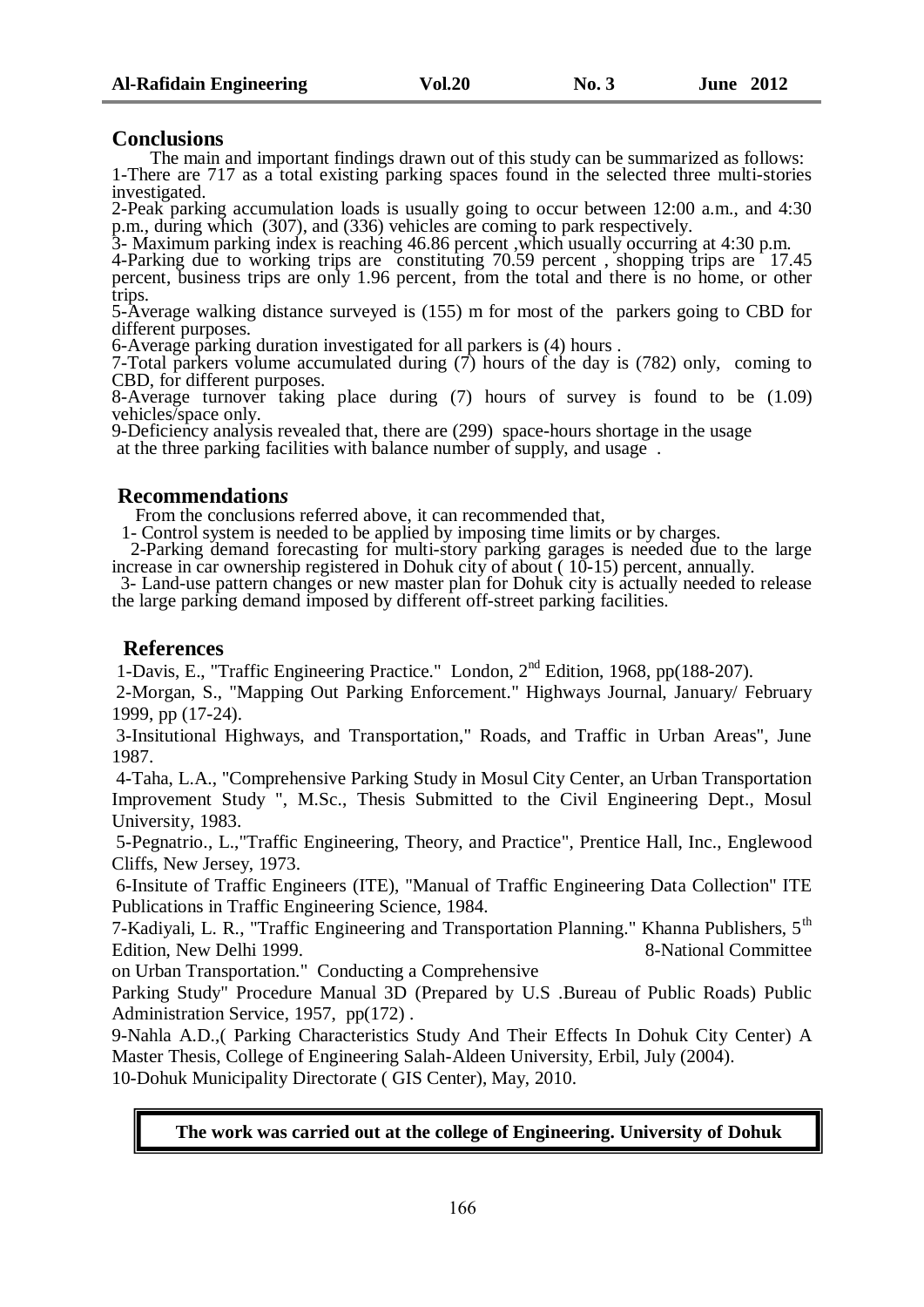## Conclusions

The main and important findings drawn out of this study can be summarized as follows:

1-There are 717 as a total existing parking spaces found in the selected three multi-stories investigated.

2-Peak parking accumulation loads is usually going to occur between 12:00 a.m., and 4:30 p.m., during which (307), and (336) vehicles are coming to park respectively.

3- Maximum parking index is reaching 46.86 percent ,which usually occurring at 4:30 p.m.

4-Parking due to working trips are constituting 70.59 percent , shopping trips are 17.45 percent, business trips are only 1.96 percent, from the total and there is no home, or other trips.

5-Average walking distance surveyed is (155) m for most of the parkers going to CBD for different purposes.

6-Average parking duration investigated for all parkers is (4) hours .

7-Total parkers volume accumulated during (7) hours of the day is (782) only, coming to CBD, for different purposes.

8-Average turnover taking place during (7) hours of survey is found to be (1.09) vehicles/space only.

9-Deficiency analysis revealed that, there are (299) space-hours shortage in the usage at the three parking facilities with balance number of supply, and usage .

## Recommendations

From the conclusions referred above, it can recommended that,

1- Control system is needed to be applied by imposing time limits or by charges.

2-Parking demand forecasting for multi-story parking garages is needed due to the large increase in car ownership registered in Dohuk city of about ( 10-15) percent, annually.

3- Land-use pattern changes or new master plan for Dohuk city is actually needed to release the large parking demand imposed by different off-street parking facilities.

## References

1-Davis, E., "Traffic Engineering Practice." London, 2nd Edition, 1968, pp(188-207).

2-Morgan, S., "Mapping Out Parking Enforcement." Highways Journal, January/ February 1999, pp (17-24).

3-Insitutional Highways, and Transportation," Roads, and Traffic in Urban Areas", June 1987.

4-Taha, L.A., "Comprehensive Parking Study in Mosul City Center, an Urban Transportation Improvement Study ", M.Sc., Thesis Submitted to the Civil Engineering Dept., Mosul University, 1983.

5-Pegnatrio., L.,"Traffic Engineering, Theory, and Practice", Prentice Hall, Inc., Englewood Cliffs, New Jersey, 1973.

6-Insitute of Traffic Engineers (ITE), "Manual of Traffic Engineering Data Collection" ITE Publications in Traffic Engineering Science, 1984.

7-Kadiyali, L. R., "Traffic Engineering and Transportation Planning." Khanna Publishers, 5th Edition, New Delhi 1999.

8-National Committee on Urban Transportation." Conducting a Comprehensive Parking Study" Procedure Manual 3D (Prepared by U.S .Bureau of Public Roads) Public Administration Service, 1957, pp(172) .

9-Nahla A.D.,( Parking Characteristics Study And Their Effects In Dohuk City Center) A Master Thesis, College of Engineering Salah-Aldeen University, Erbil, July (2004).

10-Dohuk Municipality Directorate ( GIS Center), May, 2010.

**The work was carried out at the college of Engineering. University of Dohuk**